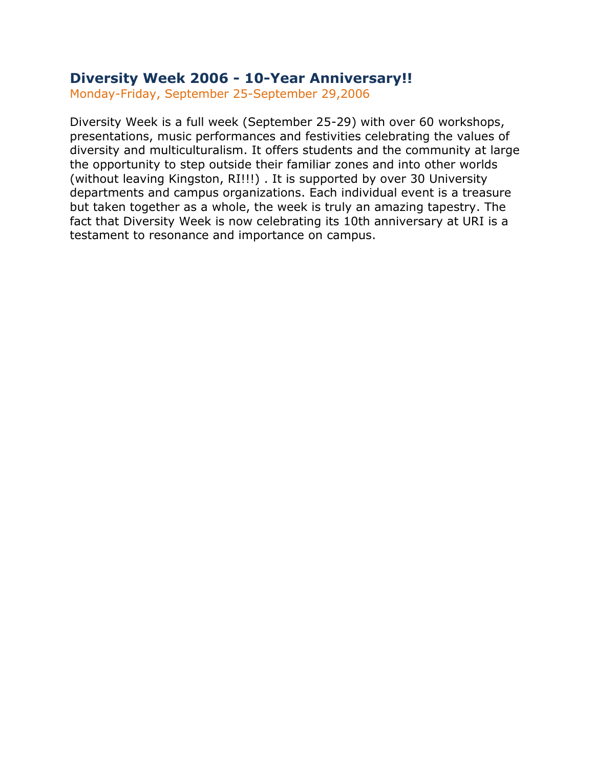## Diversity Week 2006 - 10-Year Anniversary!!

Monday-Friday, September 25-September 29,2006

Diversity Week is a full week (September 25-29) with over 60 workshops, presentations, music performances and festivities celebrating the values of diversity and multiculturalism. It offers students and the community at large the opportunity to step outside their familiar zones and into other worlds (without leaving Kingston, RI!!!) . It is supported by over 30 University departments and campus organizations. Each individual event is a treasure but taken together as a whole, the week is truly an amazing tapestry. The fact that Diversity Week is now celebrating its 10th anniversary at URI is a testament to resonance and importance on campus.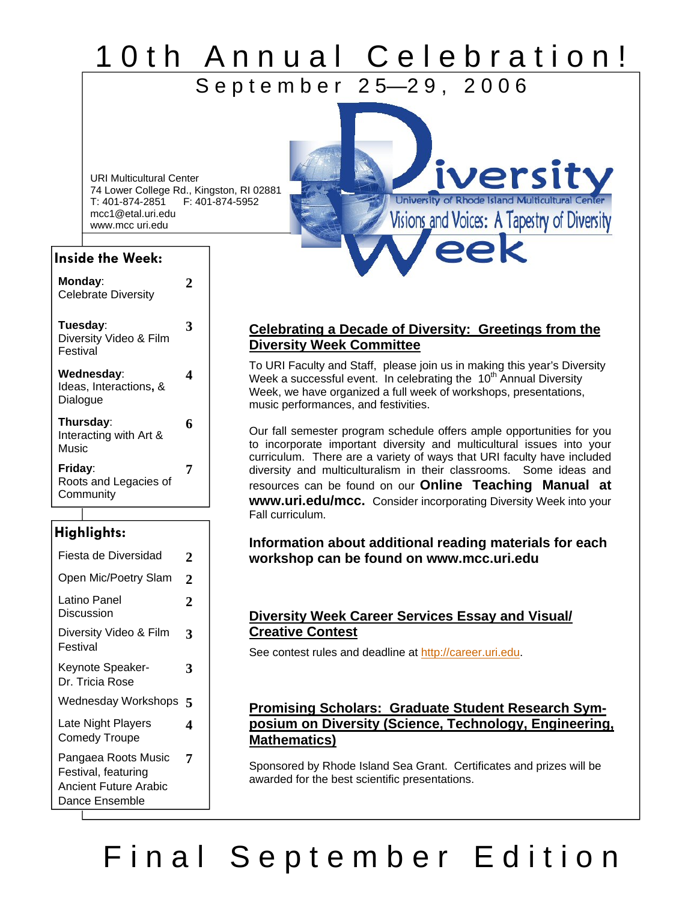# 10th Annual Celebration!

## September 25—29, 2006

URI Multicultural Center
74 Lower College Rd., Kingston, RI 02881
T: 401-874-2851 F: 401-874-5952
mcc1@etal.uri.edu
www.mcc uri.edu

Diversity Week
University of Rhode Island Multicultural Center
Visions and Voices: A Tapestry of Diversity

### Inside the Week:

| | |
|---|---|
| **Monday**: Celebrate Diversity | 2 |
| **Tuesday**: Diversity Video & Film Festival | 3 |
| **Wednesday**: Ideas, Interactions, & Dialogue | 4 |
| **Thursday**: Interacting with Art & Music | 6 |
| **Friday**: Roots and Legacies of Community | 7 |

### Highlights:

| | |
|---|---|
| Fiesta de Diversidad | 2 |
| Open Mic/Poetry Slam | 2 |
| Latino Panel Discussion | 2 |
| Diversity Video & Film Festival | 3 |
| Keynote Speaker- Dr. Tricia Rose | 3 |
| Wednesday Workshops | 5 |
| Late Night Players Comedy Troupe | 4 |
| Pangaea Roots Music Festival, featuring Ancient Future Arabic Dance Ensemble | 7 |

## Celebrating a Decade of Diversity: Greetings from the Diversity Week Committee

To URI Faculty and Staff, please join us in making this year's Diversity Week a successful event. In celebrating the 10th Annual Diversity Week, we have organized a full week of workshops, presentations, music performances, and festivities.

Our fall semester program schedule offers ample opportunities for you to incorporate important diversity and multicultural issues into your curriculum. There are a variety of ways that URI faculty have included diversity and multiculturalism in their classrooms. Some ideas and resources can be found on our **Online Teaching Manual at www.uri.edu/mcc.** Consider incorporating Diversity Week into your Fall curriculum.

**Information about additional reading materials for each workshop can be found on www.mcc.uri.edu**

## Diversity Week Career Services Essay and Visual/ Creative Contest

See contest rules and deadline at http://career.uri.edu.

## Promising Scholars: Graduate Student Research Symposium on Diversity (Science, Technology, Engineering, Mathematics)

Sponsored by Rhode Island Sea Grant. Certificates and prizes will be awarded for the best scientific presentations.

# Final September Edition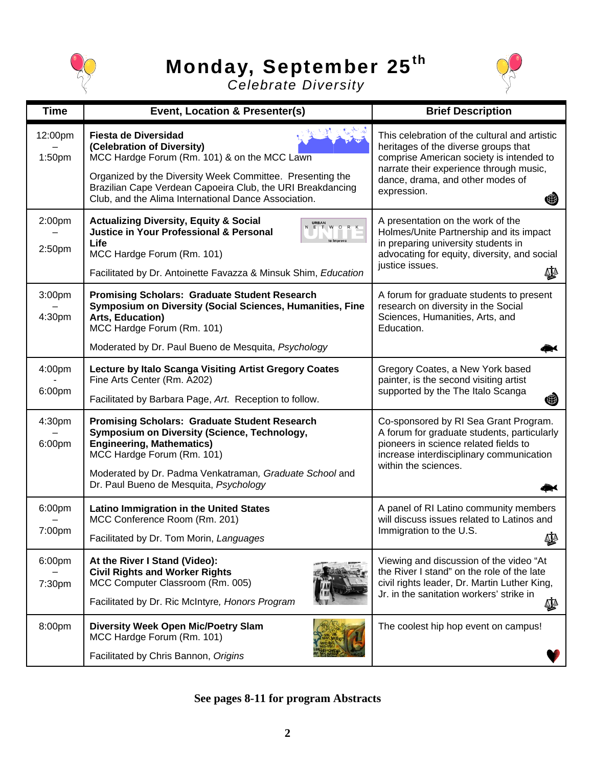# Monday, September 25th

*Celebrate Diversity*

| Time | Event, Location & Presenter(s) | Brief Description |
|---|---|---|
| 12:00pm – 1:50pm | **Fiesta de Diversidad (Celebration of Diversity)**<br>MCC Hardge Forum (Rm. 101) & on the MCC Lawn<br>Organized by the Diversity Week Committee. Presenting the Brazilian Cape Verdean Capoeira Club, the URI Breakdancing Club, and the Alima International Dance Association. | This celebration of the cultural and artistic heritages of the diverse groups that comprise American society is intended to narrate their experience through music, dance, drama, and other modes of expression. |
| 2:00pm – 2:50pm | **Actualizing Diversity, Equity & Social Justice in Your Professional & Personal Life**<br>MCC Hardge Forum (Rm. 101)<br>Facilitated by Dr. Antoinette Favazza & Minsuk Shim, *Education* | A presentation on the work of the Holmes/Unite Partnership and its impact in preparing university students in advocating for equity, diversity, and social justice issues. |
| 3:00pm – 4:30pm | **Promising Scholars: Graduate Student Research Symposium on Diversity (Social Sciences, Humanities, Fine Arts, Education)**<br>MCC Hardge Forum (Rm. 101)<br>Moderated by Dr. Paul Bueno de Mesquita, *Psychology* | A forum for graduate students to present research on diversity in the Social Sciences, Humanities, Arts, and Education. |
| 4:00pm - 6:00pm | **Lecture by Italo Scanga Visiting Artist Gregory Coates**<br>Fine Arts Center (Rm. A202)<br>Facilitated by Barbara Page, *Art*. Reception to follow. | Gregory Coates, a New York based painter, is the second visiting artist supported by the The Italo Scanga |
| 4:30pm – 6:00pm | **Promising Scholars: Graduate Student Research Symposium on Diversity (Science, Technology, Engineering, Mathematics)**<br>MCC Hardge Forum (Rm. 101)<br>Moderated by Dr. Padma Venkatraman, *Graduate School* and Dr. Paul Bueno de Mesquita, *Psychology* | Co-sponsored by RI Sea Grant Program. A forum for graduate students, particularly pioneers in science related fields to increase interdisciplinary communication within the sciences. |
| 6:00pm – 7:00pm | **Latino Immigration in the United States**<br>MCC Conference Room (Rm. 201)<br>Facilitated by Dr. Tom Morin, *Languages* | A panel of RI Latino community members will discuss issues related to Latinos and Immigration to the U.S. |
| 6:00pm – 7:30pm | **At the River I Stand (Video): Civil Rights and Worker Rights**<br>MCC Computer Classroom (Rm. 005)<br>Facilitated by Dr. Ric McIntyre, *Honors Program* | Viewing and discussion of the video "At the River I stand" on the role of the late civil rights leader, Dr. Martin Luther King, Jr. in the sanitation workers' strike in |
| 8:00pm | **Diversity Week Open Mic/Poetry Slam**<br>MCC Hardge Forum (Rm. 101)<br>Facilitated by Chris Bannon, *Origins* | The coolest hip hop event on campus! |

**See pages 8-11 for program Abstracts**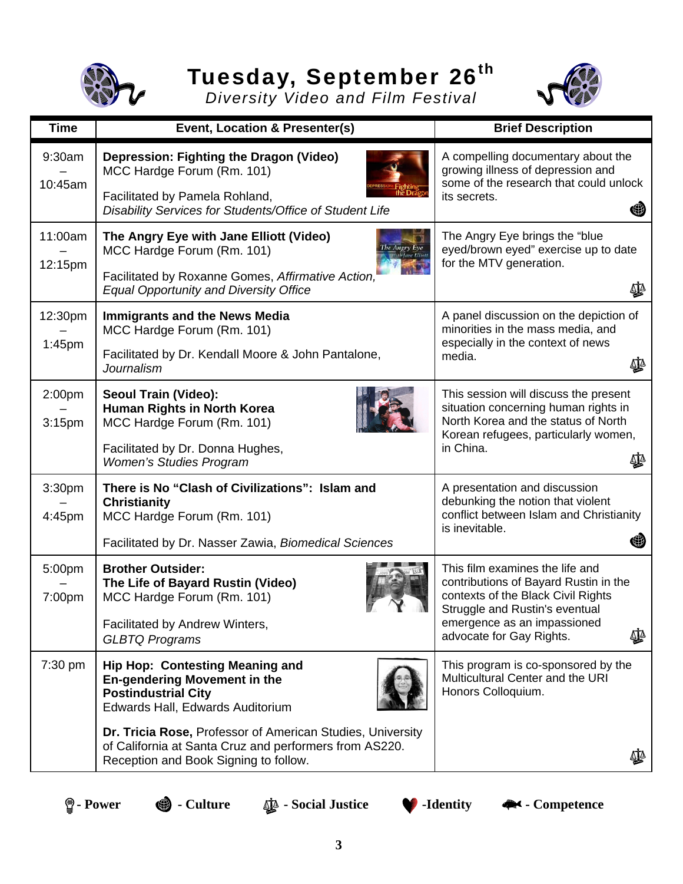# Tuesday, September 26th

*Diversity Video and Film Festival*

| Time | Event, Location & Presenter(s) | Brief Description |
|---|---|---|
| 9:30am – 10:45am | **Depression: Fighting the Dragon (Video)**<br>MCC Hardge Forum (Rm. 101)<br>Facilitated by Pamela Rohland, *Disability Services for Students/Office of Student Life* | A compelling documentary about the growing illness of depression and some of the research that could unlock its secrets. |
| 11:00am – 12:15pm | **The Angry Eye with Jane Elliott (Video)**<br>MCC Hardge Forum (Rm. 101)<br>Facilitated by Roxanne Gomes, *Affirmative Action, Equal Opportunity and Diversity Office* | The Angry Eye brings the "blue eyed/brown eyed" exercise up to date for the MTV generation. |
| 12:30pm – 1:45pm | **Immigrants and the News Media**<br>MCC Hardge Forum (Rm. 101)<br>Facilitated by Dr. Kendall Moore & John Pantalone, *Journalism* | A panel discussion on the depiction of minorities in the mass media, and especially in the context of news media. |
| 2:00pm – 3:15pm | **Seoul Train (Video): Human Rights in North Korea**<br>MCC Hardge Forum (Rm. 101)<br>Facilitated by Dr. Donna Hughes, *Women's Studies Program* | This session will discuss the present situation concerning human rights in North Korea and the status of North Korean refugees, particularly women, in China. |
| 3:30pm – 4:45pm | **There is No "Clash of Civilizations": Islam and Christianity**<br>MCC Hardge Forum (Rm. 101)<br>Facilitated by Dr. Nasser Zawia, *Biomedical Sciences* | A presentation and discussion debunking the notion that violent conflict between Islam and Christianity is inevitable. |
| 5:00pm – 7:00pm | **Brother Outsider: The Life of Bayard Rustin (Video)**<br>MCC Hardge Forum (Rm. 101)<br>Facilitated by Andrew Winters, *GLBTQ Programs* | This film examines the life and contributions of Bayard Rustin in the contexts of the Black Civil Rights Struggle and Rustin's eventual emergence as an impassioned advocate for Gay Rights. |
| 7:30 pm | **Hip Hop: Contesting Meaning and En-gendering Movement in the Postindustrial City**<br>Edwards Hall, Edwards Auditorium<br>**Dr. Tricia Rose,** Professor of American Studies, University of California at Santa Cruz and performers from AS220. Reception and Book Signing to follow. | This program is co-sponsored by the Multicultural Center and the URI Honors Colloquium. |

- Power | - Culture | - Social Justice | -Identity | - Competence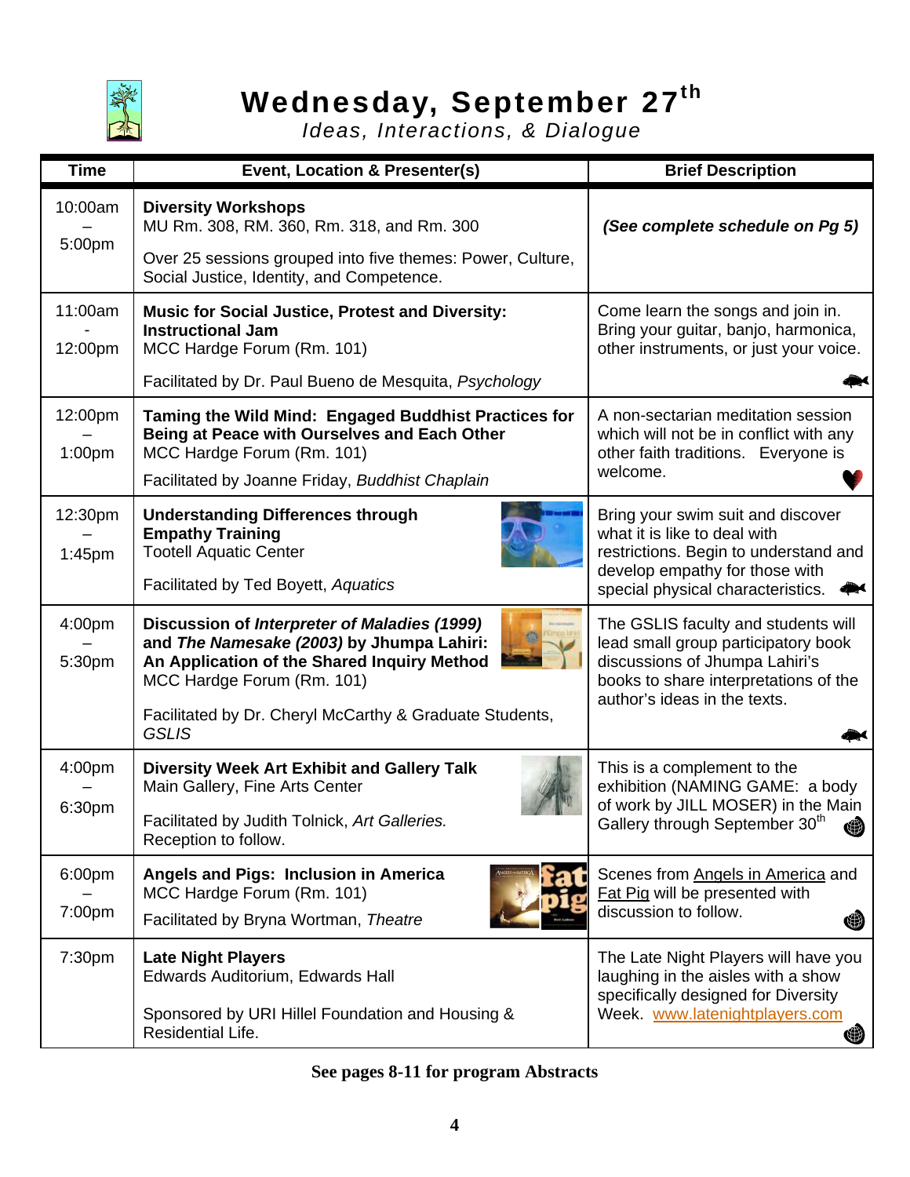# Wednesday, September 27th

*Ideas, Interactions, & Dialogue*

| Time | Event, Location & Presenter(s) | Brief Description |
|---|---|---|
| 10:00am – 5:00pm | **Diversity Workshops**<br>MU Rm. 308, RM. 360, Rm. 318, and Rm. 300<br>Over 25 sessions grouped into five themes: Power, Culture, Social Justice, Identity, and Competence. | ***(See complete schedule on Pg 5)*** |
| 11:00am - 12:00pm | **Music for Social Justice, Protest and Diversity: Instructional Jam**<br>MCC Hardge Forum (Rm. 101)<br>Facilitated by Dr. Paul Bueno de Mesquita, *Psychology* | Come learn the songs and join in. Bring your guitar, banjo, harmonica, other instruments, or just your voice. |
| 12:00pm – 1:00pm | **Taming the Wild Mind: Engaged Buddhist Practices for Being at Peace with Ourselves and Each Other**<br>MCC Hardge Forum (Rm. 101)<br>Facilitated by Joanne Friday, *Buddhist Chaplain* | A non-sectarian meditation session which will not be in conflict with any other faith traditions. Everyone is welcome. |
| 12:30pm – 1:45pm | **Understanding Differences through Empathy Training**<br>Tootell Aquatic Center<br>Facilitated by Ted Boyett, *Aquatics* | Bring your swim suit and discover what it is like to deal with restrictions. Begin to understand and develop empathy for those with special physical characteristics. |
| 4:00pm – 5:30pm | **Discussion of *Interpreter of Maladies (1999)* and *The Namesake (2003)* by Jhumpa Lahiri: An Application of the Shared Inquiry Method**<br>MCC Hardge Forum (Rm. 101)<br>Facilitated by Dr. Cheryl McCarthy & Graduate Students, *GSLIS* | The GSLIS faculty and students will lead small group participatory book discussions of Jhumpa Lahiri's books to share interpretations of the author's ideas in the texts. |
| 4:00pm – 6:30pm | **Diversity Week Art Exhibit and Gallery Talk**<br>Main Gallery, Fine Arts Center<br>Facilitated by Judith Tolnick, *Art Galleries.* Reception to follow. | This is a complement to the exhibition (NAMING GAME: a body of work by JILL MOSER) in the Main Gallery through September 30th |
| 6:00pm – 7:00pm | **Angels and Pigs: Inclusion in America**<br>MCC Hardge Forum (Rm. 101)<br>Facilitated by Bryna Wortman, *Theatre* | Scenes from Angels in America and Fat Pig will be presented with discussion to follow. |
| 7:30pm | **Late Night Players**<br>Edwards Auditorium, Edwards Hall<br>Sponsored by URI Hillel Foundation and Housing & Residential Life. | The Late Night Players will have you laughing in the aisles with a show specifically designed for Diversity Week. www.latenightplayers.com |

**See pages 8-11 for program Abstracts**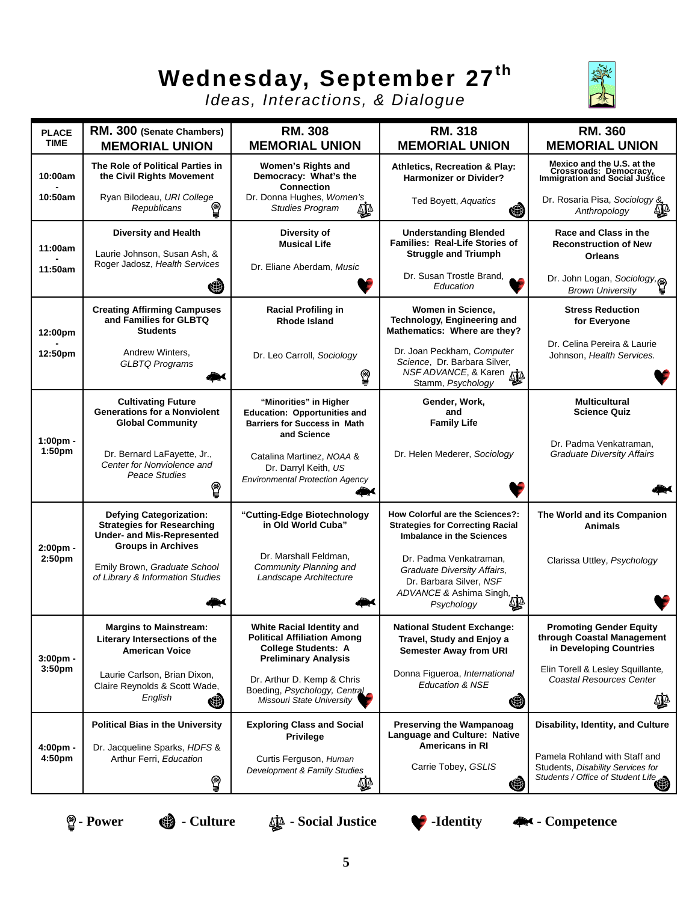# Wednesday, September 27th

*Ideas, Interactions, & Dialogue*

| PLACE / TIME | RM. 300 (Senate Chambers) MEMORIAL UNION | RM. 308 MEMORIAL UNION | RM. 318 MEMORIAL UNION | RM. 360 MEMORIAL UNION |
|---|---|---|---|---|
| 10:00am - 10:50am | **The Role of Political Parties in the Civil Rights Movement** <br> Ryan Bilodeau, *URI College Republicans* (Power) | **Women's Rights and Democracy: What's the Connection** <br> Dr. Donna Hughes, *Women's Studies Program* (Social Justice) | **Athletics, Recreation & Play: Harmonizer or Divider?** <br> Ted Boyett, *Aquatics* (Culture) | **Mexico and the U.S. at the Crossroads: Democracy, Immigration and Social Justice** <br> Dr. Rosaria Pisa, *Sociology & Anthropology* (Social Justice) |
| 11:00am - 11:50am | **Diversity and Health** <br> Laurie Johnson, Susan Ash, & Roger Jadosz, *Health Services* (Culture) | **Diversity of Musical Life** <br> Dr. Eliane Aberdam, *Music* (Identity) | **Understanding Blended Families: Real-Life Stories of Struggle and Triumph** <br> Dr. Susan Trostle Brand, *Education* (Identity) | **Race and Class in the Reconstruction of New Orleans** <br> Dr. John Logan, *Sociology, Brown University* (Power) |
| 12:00pm - 12:50pm | **Creating Affirming Campuses and Families for GLBTQ Students** <br> Andrew Winters, *GLBTQ Programs* (Competence) | **Racial Profiling in Rhode Island** <br> Dr. Leo Carroll, *Sociology* (Power) | **Women in Science, Technology, Engineering and Mathematics: Where are they?** <br> Dr. Joan Peckham, *Computer Science*, Dr. Barbara Silver, *NSF ADVANCE*, & Karen Stamm, *Psychology* (Social Justice) | **Stress Reduction for Everyone** <br> Dr. Celina Pereira & Laurie Johnson, *Health Services.* (Identity) |
| 1:00pm - 1:50pm | **Cultivating Future Generations for a Nonviolent Global Community** <br> Dr. Bernard LaFayette, Jr., *Center for Nonviolence and Peace Studies* (Power) | **"Minorities" in Higher Education: Opportunities and Barriers for Success in Math and Science** <br> Catalina Martinez, *NOAA* & Dr. Darryl Keith, *US Environmental Protection Agency* (Competence) | **Gender, Work, and Family Life** <br> Dr. Helen Mederer, *Sociology* (Identity) | **Multicultural Science Quiz** <br> Dr. Padma Venkatraman, *Graduate Diversity Affairs* (Competence) |
| 2:00pm - 2:50pm | **Defying Categorization: Strategies for Researching Under- and Mis-Represented Groups in Archives** <br> Emily Brown, *Graduate School of Library & Information Studies* (Competence) | **"Cutting-Edge Biotechnology in Old World Cuba"** <br> Dr. Marshall Feldman, *Community Planning and Landscape Architecture* (Competence) | **How Colorful are the Sciences?: Strategies for Correcting Racial Imbalance in the Sciences** <br> Dr. Padma Venkatraman, *Graduate Diversity Affairs,* Dr. Barbara Silver, *NSF ADVANCE* & Ashima Singh, *Psychology* (Social Justice) | **The World and its Companion Animals** <br> Clarissa Uttley, *Psychology* (Identity) |
| 3:00pm - 3:50pm | **Margins to Mainstream: Literary Intersections of the American Voice** <br> Laurie Carlson, Brian Dixon, Claire Reynolds & Scott Wade, *English* (Culture) | **White Racial Identity and Political Affiliation Among College Students: A Preliminary Analysis** <br> Dr. Arthur D. Kemp & Chris Boeding, *Psychology, Central Missouri State University* (Identity) | **National Student Exchange: Travel, Study and Enjoy a Semester Away from URI** <br> Donna Figueroa, *International Education & NSE* (Culture) | **Promoting Gender Equity through Coastal Management in Developing Countries** <br> Elin Torell & Lesley Squillante, *Coastal Resources Center* (Social Justice) |
| 4:00pm - 4:50pm | **Political Bias in the University** <br> Dr. Jacqueline Sparks, *HDFS* & Arthur Ferri, *Education* (Power) | **Exploring Class and Social Privilege** <br> Curtis Ferguson, *Human Development & Family Studies* (Social Justice) | **Preserving the Wampanoag Language and Culture: Native Americans in RI** <br> Carrie Tobey, *GSLIS* (Culture) | **Disability, Identity, and Culture** <br> Pamela Rohland with Staff and Students, *Disability Services for Students / Office of Student Life* (Culture) |

**- Power** &nbsp; **- Culture** &nbsp; **- Social Justice** &nbsp; **-Identity** &nbsp; **- Competence**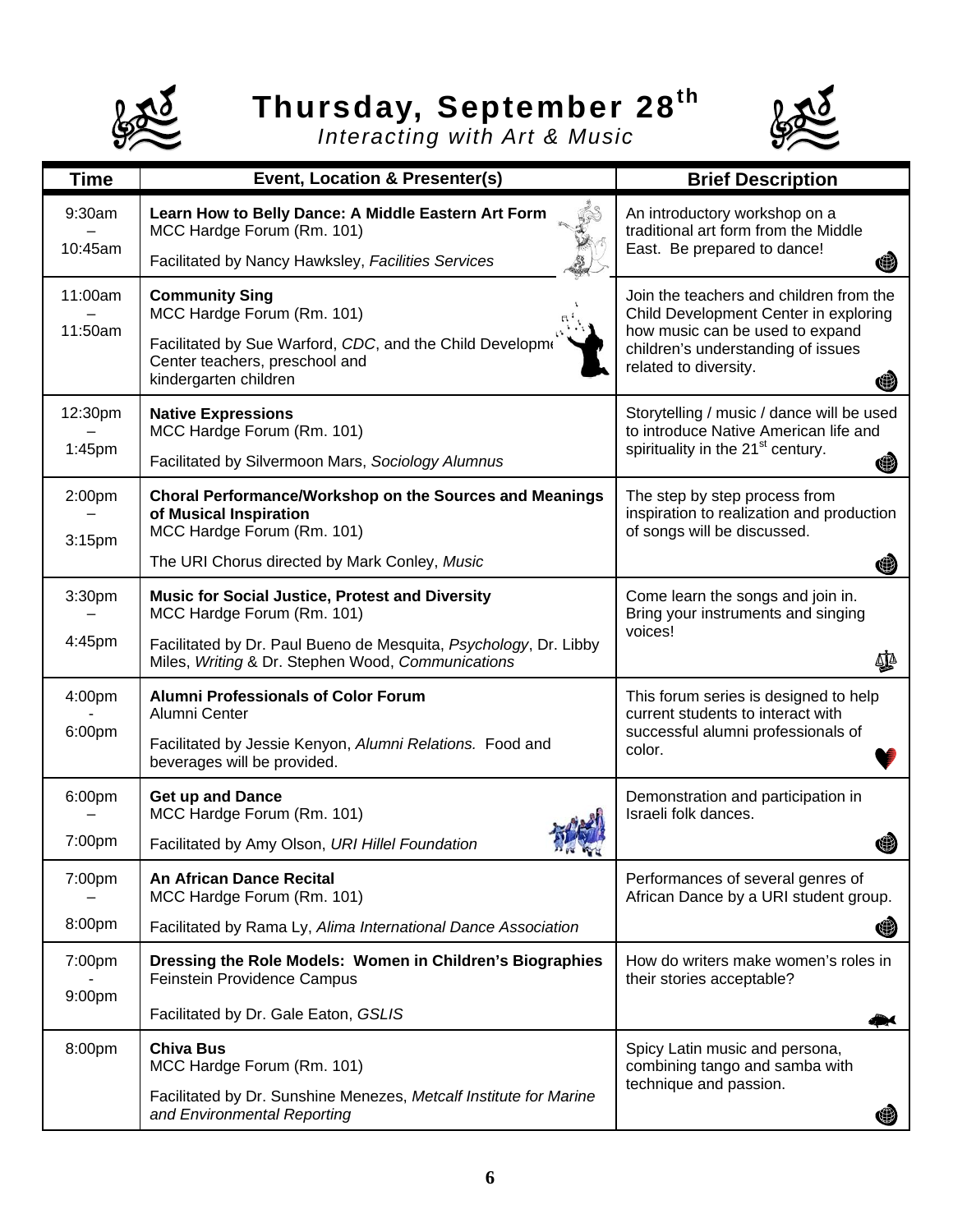# Thursday, September 28th

*Interacting with Art & Music*

| Time | Event, Location & Presenter(s) | Brief Description |
|---|---|---|
| 9:30am – 10:45am | **Learn How to Belly Dance: A Middle Eastern Art Form**<br>MCC Hardge Forum (Rm. 101)<br>Facilitated by Nancy Hawksley, *Facilities Services* | An introductory workshop on a traditional art form from the Middle East. Be prepared to dance! |
| 11:00am – 11:50am | **Community Sing**<br>MCC Hardge Forum (Rm. 101)<br>Facilitated by Sue Warford, *CDC*, and the Child Development Center teachers, preschool and kindergarten children | Join the teachers and children from the Child Development Center in exploring how music can be used to expand children's understanding of issues related to diversity. |
| 12:30pm – 1:45pm | **Native Expressions**<br>MCC Hardge Forum (Rm. 101)<br>Facilitated by Silvermoon Mars, *Sociology Alumnus* | Storytelling / music / dance will be used to introduce Native American life and spirituality in the 21st century. |
| 2:00pm – 3:15pm | **Choral Performance/Workshop on the Sources and Meanings of Musical Inspiration**<br>MCC Hardge Forum (Rm. 101)<br>The URI Chorus directed by Mark Conley, *Music* | The step by step process from inspiration to realization and production of songs will be discussed. |
| 3:30pm – 4:45pm | **Music for Social Justice, Protest and Diversity**<br>MCC Hardge Forum (Rm. 101)<br>Facilitated by Dr. Paul Bueno de Mesquita, *Psychology*, Dr. Libby Miles, *Writing* & Dr. Stephen Wood, *Communications* | Come learn the songs and join in. Bring your instruments and singing voices! |
| 4:00pm - 6:00pm | **Alumni Professionals of Color Forum**<br>Alumni Center<br>Facilitated by Jessie Kenyon, *Alumni Relations.* Food and beverages will be provided. | This forum series is designed to help current students to interact with successful alumni professionals of color. |
| 6:00pm – 7:00pm | **Get up and Dance**<br>MCC Hardge Forum (Rm. 101)<br>Facilitated by Amy Olson, *URI Hillel Foundation* | Demonstration and participation in Israeli folk dances. |
| 7:00pm – 8:00pm | **An African Dance Recital**<br>MCC Hardge Forum (Rm. 101)<br>Facilitated by Rama Ly, *Alima International Dance Association* | Performances of several genres of African Dance by a URI student group. |
| 7:00pm - 9:00pm | **Dressing the Role Models: Women in Children's Biographies**<br>Feinstein Providence Campus<br>Facilitated by Dr. Gale Eaton, *GSLIS* | How do writers make women's roles in their stories acceptable? |
| 8:00pm | **Chiva Bus**<br>MCC Hardge Forum (Rm. 101)<br>Facilitated by Dr. Sunshine Menezes, *Metcalf Institute for Marine and Environmental Reporting* | Spicy Latin music and persona, combining tango and samba with technique and passion. |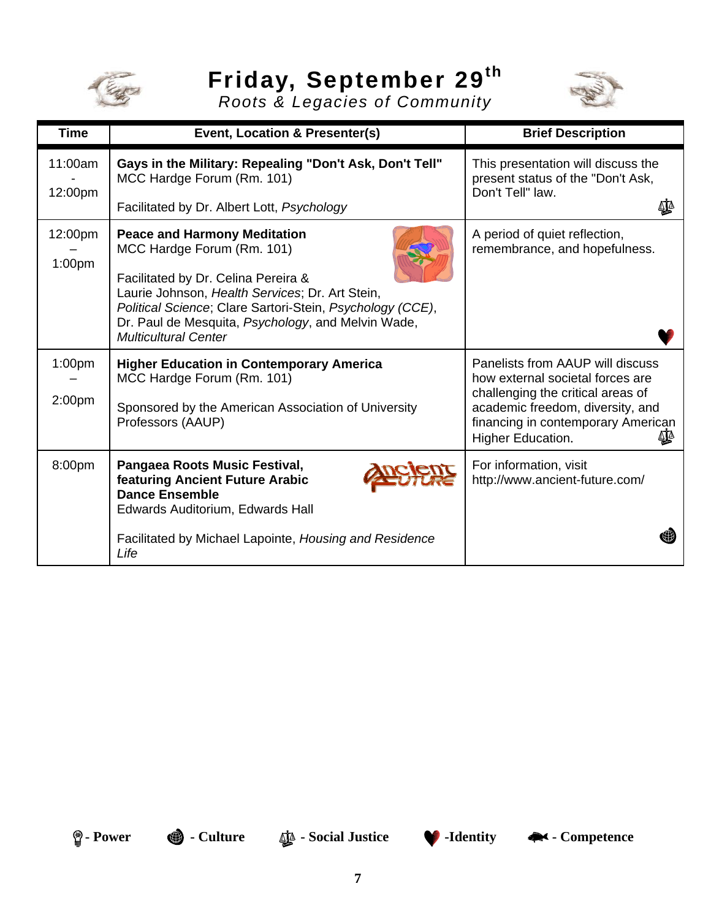# Friday, September 29th

*Roots & Legacies of Community*

| Time | Event, Location & Presenter(s) | Brief Description |
|---|---|---|
| 11:00am - 12:00pm | **Gays in the Military: Repealing "Don't Ask, Don't Tell"**<br>MCC Hardge Forum (Rm. 101)<br><br>Facilitated by Dr. Albert Lott, *Psychology* | This presentation will discuss the present status of the "Don't Ask, Don't Tell" law. |
| 12:00pm – 1:00pm | **Peace and Harmony Meditation**<br>MCC Hardge Forum (Rm. 101)<br><br>Facilitated by Dr. Celina Pereira & Laurie Johnson, *Health Services*; Dr. Art Stein, *Political Science*; Clare Sartori-Stein, *Psychology (CCE)*, Dr. Paul de Mesquita, *Psychology*, and Melvin Wade, *Multicultural Center* | A period of quiet reflection, remembrance, and hopefulness. |
| 1:00pm – 2:00pm | **Higher Education in Contemporary America**<br>MCC Hardge Forum (Rm. 101)<br><br>Sponsored by the American Association of University Professors (AAUP) | Panelists from AAUP will discuss how external societal forces are challenging the critical areas of academic freedom, diversity, and financing in contemporary American Higher Education. |
| 8:00pm | **Pangaea Roots Music Festival, featuring Ancient Future Arabic Dance Ensemble**<br>Edwards Auditorium, Edwards Hall<br><br>Facilitated by Michael Lapointe, *Housing and Residence Life* | For information, visit http://www.ancient-future.com/ |

- Power - Culture - Social Justice -Identity - Competence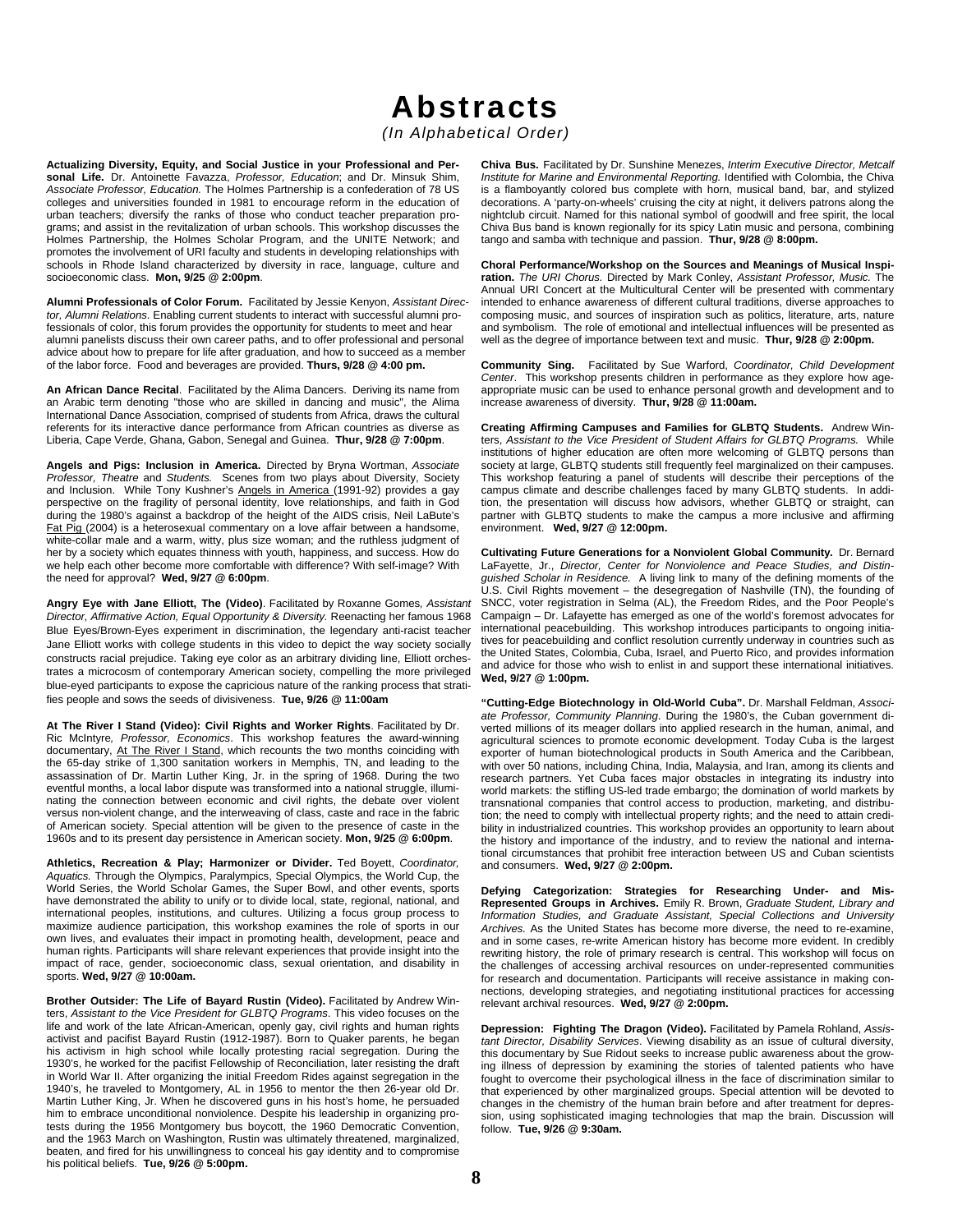# Abstracts

*(In Alphabetical Order)*

**Actualizing Diversity, Equity, and Social Justice in your Professional and Personal Life.** Dr. Antoinette Favazza, *Professor, Education*; and Dr. Minsuk Shim, *Associate Professor, Education.* The Holmes Partnership is a confederation of 78 US colleges and universities founded in 1981 to encourage reform in the education of urban teachers; diversify the ranks of those who conduct teacher preparation programs; and assist in the revitalization of urban schools. This workshop discusses the Holmes Partnership, the Holmes Scholar Program, and the UNITE Network; and promotes the involvement of URI faculty and students in developing relationships with schools in Rhode Island characterized by diversity in race, language, culture and socioeconomic class. **Mon, 9/25 @ 2:00pm**.

**Alumni Professionals of Color Forum.** Facilitated by Jessie Kenyon, *Assistant Director, Alumni Relations.* Enabling current students to interact with successful alumni professionals of color, this forum provides the opportunity for students to meet and hear alumni panelists discuss their own career paths, and to offer professional and personal advice about how to prepare for life after graduation, and how to succeed as a member of the labor force. Food and beverages are provided. **Thurs, 9/28 @ 4:00 pm.**

**An African Dance Recital**. Facilitated by the Alima Dancers. Deriving its name from an Arabic term denoting "those who are skilled in dancing and music", the Alima International Dance Association, comprised of students from Africa, draws the cultural referents for its interactive dance performance from African countries as diverse as Liberia, Cape Verde, Ghana, Gabon, Senegal and Guinea. **Thur, 9/28 @ 7:00pm**.

**Angels and Pigs: Inclusion in America.** Directed by Bryna Wortman, *Associate Professor, Theatre* and *Students.* Scenes from two plays about Diversity, Society and Inclusion. While Tony Kushner's Angels in America (1991-92) provides a gay perspective on the fragility of personal identity, love relationships, and faith in God during the 1980's against a backdrop of the height of the AIDS crisis, Neil LaBute's Fat Pig (2004) is a heterosexual commentary on a love affair between a handsome, white-collar male and a warm, witty, plus size woman; and the ruthless judgment of her by a society which equates thinness with youth, happiness, and success. How do we help each other become more comfortable with difference? With self-image? With the need for approval? **Wed, 9/27 @ 6:00pm**.

**Angry Eye with Jane Elliott, The (Video)**. Facilitated by Roxanne Gomes, *Assistant Director, Affirmative Action, Equal Opportunity & Diversity.* Reenacting her famous 1968 Blue Eyes/Brown-Eyes experiment in discrimination, the legendary anti-racist teacher Jane Elliott works with college students in this video to depict the way society socially constructs racial prejudice. Taking eye color as an arbitrary dividing line, Elliott orchestrates a microcosm of contemporary American society, compelling the more privileged blue-eyed participants to expose the capricious nature of the ranking process that stratifies people and sows the seeds of divisiveness. **Tue, 9/26 @ 11:00am**

**At The River I Stand (Video): Civil Rights and Worker Rights**. Facilitated by Dr. Ric McIntyre, *Professor, Economics*. This workshop features the award-winning documentary, At The River I Stand, which recounts the two months coinciding with the 65-day strike of 1,300 sanitation workers in Memphis, TN, and leading to the assassination of Dr. Martin Luther King, Jr. in the spring of 1968. During the two eventful months, a local labor dispute was transformed into a national struggle, illuminating the connection between economic and civil rights, the debate over violent versus non-violent change, and the interweaving of class, caste and race in the fabric of American society. Special attention will be given to the presence of caste in the 1960s and to its present day persistence in American society. **Mon, 9/25 @ 6:00pm**.

**Athletics, Recreation & Play; Harmonizer or Divider.** Ted Boyett, *Coordinator, Aquatics.* Through the Olympics, Paralympics, Special Olympics, the World Cup, the World Series, the World Scholar Games, the Super Bowl, and other events, sports have demonstrated the ability to unify or to divide local, state, regional, national, and international peoples, institutions, and cultures. Utilizing a focus group process to maximize audience participation, this workshop examines the role of sports in our own lives, and evaluates their impact in promoting health, development, peace and human rights. Participants will share relevant experiences that provide insight into the impact of race, gender, socioeconomic class, sexual orientation, and disability in sports. **Wed, 9/27 @ 10:00am.**

**Brother Outsider: The Life of Bayard Rustin (Video).** Facilitated by Andrew Winters, *Assistant to the Vice President for GLBTQ Programs*. This video focuses on the life and work of the late African-American, openly gay, civil rights and human rights activist and pacifist Bayard Rustin (1912-1987). Born to Quaker parents, he began his activism in high school while locally protesting racial segregation. During the 1930's, he worked for the pacifist Fellowship of Reconciliation, later resisting the draft in World War II. After organizing the initial Freedom Rides against segregation in the 1940's, he traveled to Montgomery, AL in 1956 to mentor the then 26-year old Dr. Martin Luther King, Jr. When he discovered guns in his host's home, he persuaded him to embrace unconditional nonviolence. Despite his leadership in organizing protests during the 1956 Montgomery bus boycott, the 1960 Democratic Convention, and the 1963 March on Washington, Rustin was ultimately threatened, marginalized, beaten, and fired for his unwillingness to conceal his gay identity and to compromise his political beliefs. **Tue, 9/26 @ 5:00pm.**

**Chiva Bus.** Facilitated by Dr. Sunshine Menezes, *Interim Executive Director, Metcalf Institute for Marine and Environmental Reporting.* Identified with Colombia, the Chiva is a flamboyantly colored bus complete with horn, musical band, bar, and stylized decorations. A 'party-on-wheels' cruising the city at night, it delivers patrons along the nightclub circuit. Named for this national symbol of goodwill and free spirit, the local Chiva Bus band is known regionally for its spicy Latin music and persona, combining tango and samba with technique and passion. **Thur, 9/28 @ 8:00pm.**

**Choral Performance/Workshop on the Sources and Meanings of Musical Inspiration.** *The URI Chorus.* Directed by Mark Conley, *Assistant Professor, Music.* The Annual URI Concert at the Multicultural Center will be presented with commentary intended to enhance awareness of different cultural traditions, diverse approaches to composing music, and sources of inspiration such as politics, literature, arts, nature and symbolism. The role of emotional and intellectual influences will be presented as well as the degree of importance between text and music. **Thur, 9/28 @ 2:00pm.**

**Community Sing.** Facilitated by Sue Warford, *Coordinator, Child Development Center*. This workshop presents children in performance as they explore how age-appropriate music can be used to enhance personal growth and development and to increase awareness of diversity. **Thur, 9/28 @ 11:00am.**

**Creating Affirming Campuses and Families for GLBTQ Students.** Andrew Winters, *Assistant to the Vice President of Student Affairs for GLBTQ Programs.* While institutions of higher education are often more welcoming of GLBTQ persons than society at large, GLBTQ students still frequently feel marginalized on their campuses. This workshop featuring a panel of students will describe their perceptions of the campus climate and describe challenges faced by many GLBTQ students. In addition, the presentation will discuss how advisors, whether GLBTQ or straight, can partner with GLBTQ students to make the campus a more inclusive and affirming environment. **Wed, 9/27 @ 12:00pm.**

**Cultivating Future Generations for a Nonviolent Global Community.** Dr. Bernard LaFayette, Jr., *Director, Center for Nonviolence and Peace Studies, and Distinguished Scholar in Residence.* A living link to many of the defining moments of the U.S. Civil Rights movement – the desegregation of Nashville (TN), the founding of SNCC, voter registration in Selma (AL), the Freedom Rides, and the Poor People's Campaign – Dr. Lafayette has emerged as one of the world's foremost advocates for international peacebuilding. This workshop introduces participants to ongoing initiatives for peacebuilding and conflict resolution currently underway in countries such as the United States, Colombia, Cuba, Israel, and Puerto Rico, and provides information and advice for those who wish to enlist in and support these international initiatives. **Wed, 9/27 @ 1:00pm.**

**"Cutting-Edge Biotechnology in Old-World Cuba".** Dr. Marshall Feldman, *Associate Professor, Community Planning*. During the 1980's, the Cuban government diverted millions of its meager dollars into applied research in the human, animal, and agricultural sciences to promote economic development. Today Cuba is the largest exporter of human biotechnological products in South America and the Caribbean, with over 50 nations, including China, India, Malaysia, and Iran, among its clients and research partners. Yet Cuba faces major obstacles in integrating its industry into world markets: the stifling US-led trade embargo; the domination of world markets by transnational companies that control access to production, marketing, and distribution; the need to comply with intellectual property rights; and the need to attain credibility in industrialized countries. This workshop provides an opportunity to learn about the history and importance of the industry, and to review the national and international circumstances that prohibit free interaction between US and Cuban scientists and consumers. **Wed, 9/27 @ 2:00pm.**

**Defying Categorization: Strategies for Researching Under- and Mis-Represented Groups in Archives.** Emily R. Brown, *Graduate Student, Library and Information Studies, and Graduate Assistant, Special Collections and University Archives.* As the United States has become more diverse, the need to re-examine, and in some cases, re-write American history has become more evident. In credibly rewriting history, the role of primary research is central. This workshop will focus on the challenges of accessing archival resources on under-represented communities for research and documentation. Participants will receive assistance in making connections, developing strategies, and negotiating institutional practices for accessing relevant archival resources. **Wed, 9/27 @ 2:00pm.**

**Depression: Fighting The Dragon (Video).** Facilitated by Pamela Rohland, *Assistant Director, Disability Services*. Viewing disability as an issue of cultural diversity, this documentary by Sue Ridout seeks to increase public awareness about the growing illness of depression by examining the stories of talented patients who have fought to overcome their psychological illness in the face of discrimination similar to that experienced by other marginalized groups. Special attention will be devoted to changes in the chemistry of the human brain before and after treatment for depression, using sophisticated imaging technologies that map the brain. Discussion will follow. **Tue, 9/26 @ 9:30am.**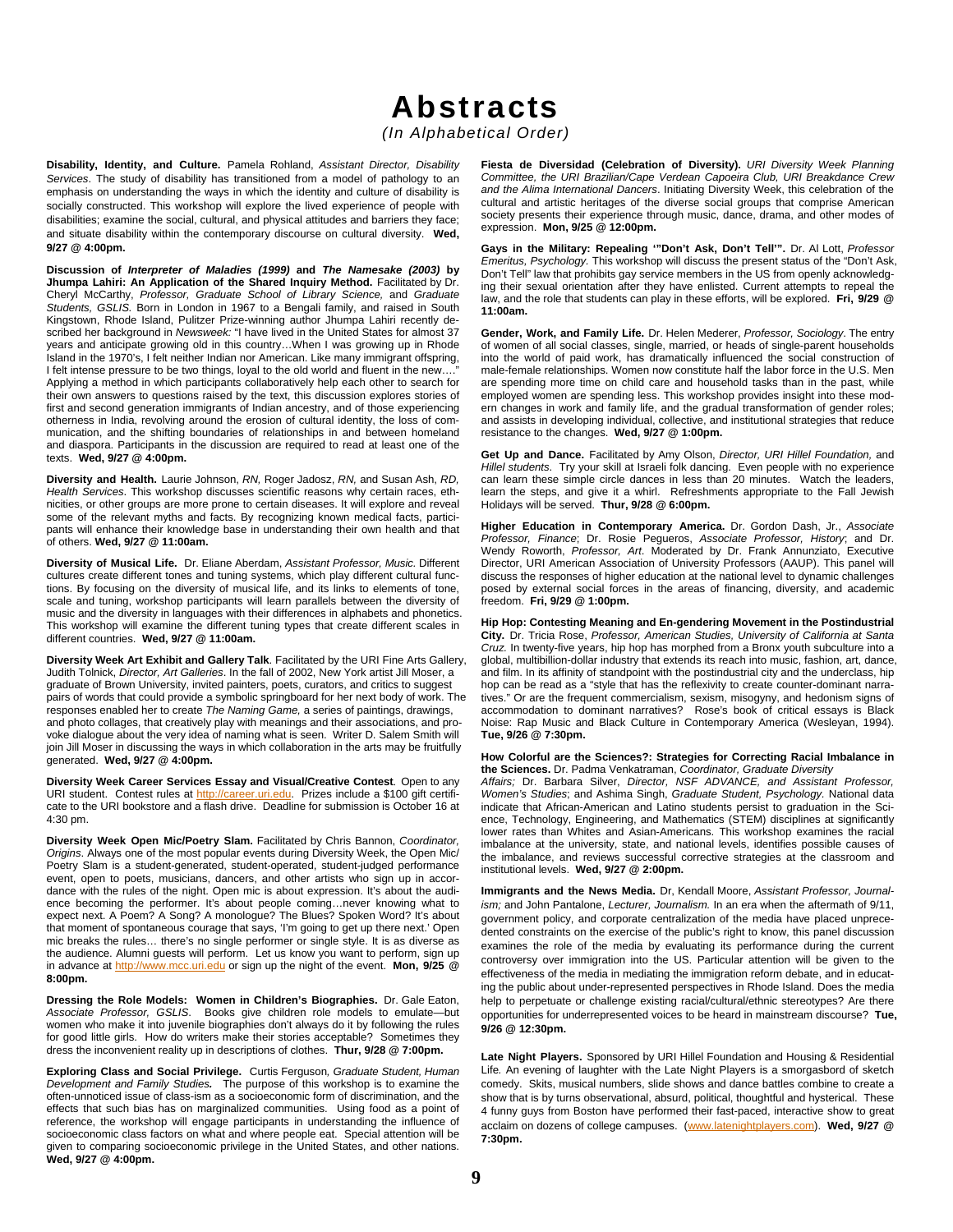# Abstracts

*(In Alphabetical Order)*

**Disability, Identity, and Culture.** Pamela Rohland, *Assistant Director, Disability Services*. The study of disability has transitioned from a model of pathology to an emphasis on understanding the ways in which the identity and culture of disability is socially constructed. This workshop will explore the lived experience of people with disabilities; examine the social, cultural, and physical attitudes and barriers they face; and situate disability within the contemporary discourse on cultural diversity. **Wed, 9/27 @ 4:00pm.**

**Discussion of *Interpreter of Maladies (1999)* and *The Namesake (2003)* by Jhumpa Lahiri: An Application of the Shared Inquiry Method.** Facilitated by Dr. Cheryl McCarthy, *Professor, Graduate School of Library Science,* and *Graduate Students, GSLIS.* Born in London in 1967 to a Bengali family, and raised in South Kingstown, Rhode Island, Pulitzer Prize-winning author Jhumpa Lahiri recently described her background in *Newsweek:* "I have lived in the United States for almost 37 years and anticipate growing old in this country…When I was growing up in Rhode Island in the 1970's, I felt neither Indian nor American. Like many immigrant offspring, I felt intense pressure to be two things, loyal to the old world and fluent in the new…." Applying a method in which participants collaboratively help each other to search for their own answers to questions raised by the text, this discussion explores stories of first and second generation immigrants of Indian ancestry, and of those experiencing otherness in India, revolving around the erosion of cultural identity, the loss of communication, and the shifting boundaries of relationships in and between homeland and diaspora. Participants in the discussion are required to read at least one of the texts. **Wed, 9/27 @ 4:00pm.**

**Diversity and Health.** Laurie Johnson, *RN,* Roger Jadosz, *RN,* and Susan Ash, *RD, Health Services*. This workshop discusses scientific reasons why certain races, ethnicities, or other groups are more prone to certain diseases. It will explore and reveal some of the relevant myths and facts. By recognizing known medical facts, participants will enhance their knowledge base in understanding their own health and that of others. **Wed, 9/27 @ 11:00am.**

**Diversity of Musical Life.** Dr. Eliane Aberdam, *Assistant Professor, Music.* Different cultures create different tones and tuning systems, which play different cultural functions. By focusing on the diversity of musical life, and its links to elements of tone, scale and tuning, workshop participants will learn parallels between the diversity of music and the diversity in languages with their differences in alphabets and phonetics. This workshop will examine the different tuning types that create different scales in different countries. **Wed, 9/27 @ 11:00am.**

**Diversity Week Art Exhibit and Gallery Talk**. Facilitated by the URI Fine Arts Gallery, Judith Tolnick, *Director, Art Galleries*. In the fall of 2002, New York artist Jill Moser, a graduate of Brown University, invited painters, poets, curators, and critics to suggest pairs of words that could provide a symbolic springboard for her next body of work. The responses enabled her to create *The Naming Game,* a series of paintings, drawings, and photo collages, that creatively play with meanings and their associations, and provoke dialogue about the very idea of naming what is seen. Writer D. Salem Smith will join Jill Moser in discussing the ways in which collaboration in the arts may be fruitfully generated. **Wed, 9/27 @ 4:00pm.**

**Diversity Week Career Services Essay and Visual/Creative Contest**. Open to any URI student. Contest rules at http://career.uri.edu. Prizes include a $100 gift certificate to the URI bookstore and a flash drive. Deadline for submission is October 16 at 4:30 pm.

**Diversity Week Open Mic/Poetry Slam.** Facilitated by Chris Bannon, *Coordinator, Origins.* Always one of the most popular events during Diversity Week, the Open Mic/ Poetry Slam is a student-generated, student-operated, student-judged performance event, open to poets, musicians, dancers, and other artists who sign up in accordance with the rules of the night. Open mic is about expression. It's about the audience becoming the performer. It's about people coming…never knowing what to expect next. A Poem? A Song? A monologue? The Blues? Spoken Word? It's about that moment of spontaneous courage that says, 'I'm going to get up there next.' Open mic breaks the rules… there's no single performer or single style. It is as diverse as the audience. Alumni guests will perform. Let us know you want to perform, sign up in advance at http://www.mcc.uri.edu or sign up the night of the event. **Mon, 9/25 @ 8:00pm.**

**Dressing the Role Models: Women in Children's Biographies.** Dr. Gale Eaton, *Associate Professor, GSLIS*. Books give children role models to emulate—but women who make it into juvenile biographies don't always do it by following the rules for good little girls. How do writers make their stories acceptable? Sometimes they dress the inconvenient reality up in descriptions of clothes. **Thur, 9/28 @ 7:00pm.**

**Exploring Class and Social Privilege.** Curtis Ferguson*, Graduate Student, Human Development and Family Studies.* The purpose of this workshop is to examine the often-unnoticed issue of class-ism as a socioeconomic form of discrimination, and the effects that such bias has on marginalized communities. Using food as a point of reference, the workshop will engage participants in understanding the influence of socioeconomic class factors on what and where people eat. Special attention will be given to comparing socioeconomic privilege in the United States, and other nations. **Wed, 9/27 @ 4:00pm.**

**Fiesta de Diversidad (Celebration of Diversity).** *URI Diversity Week Planning Committee, the URI Brazilian/Cape Verdean Capoeira Club, URI Breakdance Crew and the Alima International Dancers*. Initiating Diversity Week, this celebration of the cultural and artistic heritages of the diverse social groups that comprise American society presents their experience through music, dance, drama, and other modes of expression. **Mon, 9/25 @ 12:00pm.**

**Gays in the Military: Repealing '"Don't Ask, Don't Tell'".** Dr. Al Lott, *Professor Emeritus, Psychology.* This workshop will discuss the present status of the "Don't Ask, Don't Tell" law that prohibits gay service members in the US from openly acknowledging their sexual orientation after they have enlisted. Current attempts to repeal the law, and the role that students can play in these efforts, will be explored. **Fri, 9/29 @ 11:00am.**

**Gender, Work, and Family Life.** Dr. Helen Mederer, *Professor, Sociology*. The entry of women of all social classes, single, married, or heads of single-parent households into the world of paid work, has dramatically influenced the social construction of male-female relationships. Women now constitute half the labor force in the U.S. Men are spending more time on child care and household tasks than in the past, while employed women are spending less. This workshop provides insight into these modern changes in work and family life, and the gradual transformation of gender roles; and assists in developing individual, collective, and institutional strategies that reduce resistance to the changes. **Wed, 9/27 @ 1:00pm.**

**Get Up and Dance.** Facilitated by Amy Olson, *Director, URI Hillel Foundation,* and *Hillel students*. Try your skill at Israeli folk dancing. Even people with no experience can learn these simple circle dances in less than 20 minutes. Watch the leaders, learn the steps, and give it a whirl. Refreshments appropriate to the Fall Jewish Holidays will be served. **Thur, 9/28 @ 6:00pm.**

**Higher Education in Contemporary America.** Dr. Gordon Dash, Jr., *Associate Professor, Finance*; Dr. Rosie Pegueros, *Associate Professor, History*; and Dr. Wendy Roworth, *Professor, Art*. Moderated by Dr. Frank Annunziato, Executive Director, URI American Association of University Professors (AAUP). This panel will discuss the responses of higher education at the national level to dynamic challenges posed by external social forces in the areas of financing, diversity, and academic freedom. **Fri, 9/29 @ 1:00pm.**

**Hip Hop: Contesting Meaning and En-gendering Movement in the Postindustrial City.** Dr. Tricia Rose, *Professor, American Studies, University of California at Santa Cruz.* In twenty-five years, hip hop has morphed from a Bronx youth subculture into a global, multibillion-dollar industry that extends its reach into music, fashion, art, dance, and film. In its affinity of standpoint with the postindustrial city and the underclass, hip hop can be read as a "style that has the reflexivity to create counter-dominant narratives." Or are the frequent commercialism, sexism, misogyny, and hedonism signs of accommodation to dominant narratives? Rose's book of critical essays is Black Noise: Rap Music and Black Culture in Contemporary America (Wesleyan, 1994). **Tue, 9/26 @ 7:30pm.**

**How Colorful are the Sciences?: Strategies for Correcting Racial Imbalance in the Sciences.** Dr. Padma Venkatraman, *Coordinator, Graduate Diversity Affairs;* Dr. Barbara Silver, *Director, NSF ADVANCE, and Assistant Professor, Women's Studies*; and Ashima Singh, *Graduate Student, Psychology.* National data indicate that African-American and Latino students persist to graduation in the Science, Technology, Engineering, and Mathematics (STEM) disciplines at significantly lower rates than Whites and Asian-Americans. This workshop examines the racial imbalance at the university, state, and national levels, identifies possible causes of the imbalance, and reviews successful corrective strategies at the classroom and institutional levels. **Wed, 9/27 @ 2:00pm.**

**Immigrants and the News Media.** Dr, Kendall Moore, *Assistant Professor, Journalism;* and John Pantalone, *Lecturer, Journalism.* In an era when the aftermath of 9/11, government policy, and corporate centralization of the media have placed unprecedented constraints on the exercise of the public's right to know, this panel discussion examines the role of the media by evaluating its performance during the current controversy over immigration into the US. Particular attention will be given to the effectiveness of the media in mediating the immigration reform debate, and in educating the public about under-represented perspectives in Rhode Island. Does the media help to perpetuate or challenge existing racial/cultural/ethnic stereotypes? Are there opportunities for underrepresented voices to be heard in mainstream discourse? **Tue, 9/26 @ 12:30pm.**

**Late Night Players.** Sponsored by URI Hillel Foundation and Housing & Residential Life*.* An evening of laughter with the Late Night Players is a smorgasbord of sketch comedy. Skits, musical numbers, slide shows and dance battles combine to create a show that is by turns observational, absurd, political, thoughtful and hysterical. These 4 funny guys from Boston have performed their fast-paced, interactive show to great acclaim on dozens of college campuses. (www.latenightplayers.com). **Wed, 9/27 @ 7:30pm.**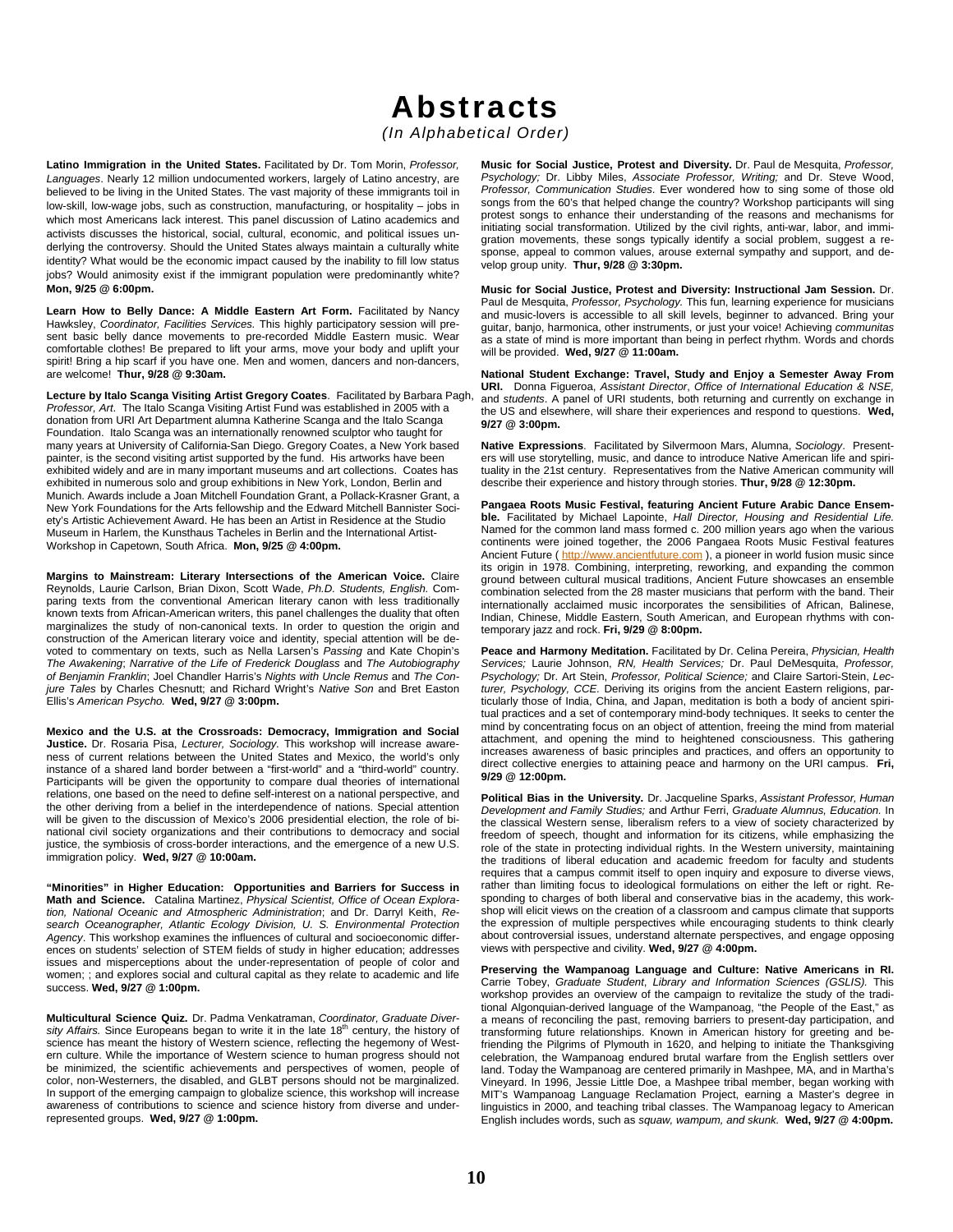# Abstracts

*(In Alphabetical Order)*

**Latino Immigration in the United States.** Facilitated by Dr. Tom Morin, *Professor, Languages*. Nearly 12 million undocumented workers, largely of Latino ancestry, are believed to be living in the United States. The vast majority of these immigrants toil in low-skill, low-wage jobs, such as construction, manufacturing, or hospitality – jobs in which most Americans lack interest. This panel discussion of Latino academics and activists discusses the historical, social, cultural, economic, and political issues underlying the controversy. Should the United States always maintain a culturally white identity? What would be the economic impact caused by the inability to fill low status jobs? Would animosity exist if the immigrant population were predominantly white? **Mon, 9/25 @ 6:00pm.**

**Learn How to Belly Dance: A Middle Eastern Art Form.** Facilitated by Nancy Hawksley, *Coordinator, Facilities Services.* This highly participatory session will present basic belly dance movements to pre-recorded Middle Eastern music. Wear comfortable clothes! Be prepared to lift your arms, move your body and uplift your spirit! Bring a hip scarf if you have one. Men and women, dancers and non-dancers, are welcome! **Thur, 9/28 @ 9:30am.**

**Lecture by Italo Scanga Visiting Artist Gregory Coates**. Facilitated by Barbara Pagh, *Professor, Art*. The Italo Scanga Visiting Artist Fund was established in 2005 with a donation from URI Art Department alumna Katherine Scanga and the Italo Scanga Foundation. Italo Scanga was an internationally renowned sculptor who taught for many years at University of California-San Diego. Gregory Coates, a New York based painter, is the second visiting artist supported by the fund. His artworks have been exhibited widely and are in many important museums and art collections. Coates has exhibited in numerous solo and group exhibitions in New York, London, Berlin and Munich. Awards include a Joan Mitchell Foundation Grant, a Pollack-Krasner Grant, a New York Foundations for the Arts fellowship and the Edward Mitchell Bannister Society's Artistic Achievement Award. He has been an Artist in Residence at the Studio Museum in Harlem, the Kunsthaus Tacheles in Berlin and the International Artist-Workshop in Capetown, South Africa. **Mon, 9/25 @ 4:00pm.**

**Margins to Mainstream: Literary Intersections of the American Voice.** Claire Reynolds, Laurie Carlson, Brian Dixon, Scott Wade, *Ph.D. Students, English*. Comparing texts from the conventional American literary canon with less traditionally known texts from African-American writers, this panel challenges the duality that often marginalizes the study of non-canonical texts. In order to question the origin and construction of the American literary voice and identity, special attention will be devoted to commentary on texts, such as Nella Larsen's *Passing* and Kate Chopin's *The Awakening*; *Narrative of the Life of Frederick Douglass* and *The Autobiography of Benjamin Franklin*; Joel Chandler Harris's *Nights with Uncle Remus* and *The Conjure Tales* by Charles Chesnutt; and Richard Wright's *Native Son* and Bret Easton Ellis's *American Psycho.* **Wed, 9/27 @ 3:00pm.**

**Mexico and the U.S. at the Crossroads: Democracy, Immigration and Social Justice.** Dr. Rosaria Pisa, *Lecturer, Sociology.* This workshop will increase awareness of current relations between the United States and Mexico, the world's only instance of a shared land border between a "first-world" and a "third-world" country. Participants will be given the opportunity to compare dual theories of international relations, one based on the need to define self-interest on a national perspective, and the other deriving from a belief in the interdependence of nations. Special attention will be given to the discussion of Mexico's 2006 presidential election, the role of binational civil society organizations and their contributions to democracy and social justice, the symbiosis of cross-border interactions, and the emergence of a new U.S. immigration policy. **Wed, 9/27 @ 10:00am.**

**"Minorities" in Higher Education: Opportunities and Barriers for Success in Math and Science.** Catalina Martinez, *Physical Scientist, Office of Ocean Exploration, National Oceanic and Atmospheric Administration*; and Dr. Darryl Keith, *Research Oceanographer, Atlantic Ecology Division, U. S. Environmental Protection Agency*. This workshop examines the influences of cultural and socioeconomic differences on students' selection of STEM fields of study in higher education; addresses issues and misperceptions about the under-representation of people of color and women; ; and explores social and cultural capital as they relate to academic and life success. **Wed, 9/27 @ 1:00pm.**

**Multicultural Science Quiz.** Dr. Padma Venkatraman, *Coordinator, Graduate Diversity Affairs.* Since Europeans began to write it in the late 18th century, the history of science has meant the history of Western science, reflecting the hegemony of Western culture. While the importance of Western science to human progress should not be minimized, the scientific achievements and perspectives of women, people of color, non-Westerners, the disabled, and GLBT persons should not be marginalized. In support of the emerging campaign to globalize science, this workshop will increase awareness of contributions to science and science history from diverse and under-represented groups. **Wed, 9/27 @ 1:00pm.**

**Music for Social Justice, Protest and Diversity.** Dr. Paul de Mesquita, *Professor, Psychology;* Dr. Libby Miles, *Associate Professor, Writing;* and Dr. Steve Wood, *Professor, Communication Studies*. Ever wondered how to sing some of those old songs from the 60's that helped change the country? Workshop participants will sing protest songs to enhance their understanding of the reasons and mechanisms for initiating social transformation. Utilized by the civil rights, anti-war, labor, and immigration movements, these songs typically identify a social problem, suggest a response, appeal to common values, arouse external sympathy and support, and develop group unity. **Thur, 9/28 @ 3:30pm.**

**Music for Social Justice, Protest and Diversity: Instructional Jam Session.** Dr. Paul de Mesquita, *Professor, Psychology.* This fun, learning experience for musicians and music-lovers is accessible to all skill levels, beginner to advanced. Bring your guitar, banjo, harmonica, other instruments, or just your voice! Achieving *communitas* as a state of mind is more important than being in perfect rhythm. Words and chords will be provided. **Wed, 9/27 @ 11:00am.**

**National Student Exchange: Travel, Study and Enjoy a Semester Away From URI.** Donna Figueroa, *Assistant Director*, *Office of International Education & NSE,* and *students*. A panel of URI students, both returning and currently on exchange in the US and elsewhere, will share their experiences and respond to questions. **Wed, 9/27 @ 3:00pm.**

**Native Expressions**. Facilitated by Silvermoon Mars, Alumna, *Sociology*. Presenters will use storytelling, music, and dance to introduce Native American life and spirituality in the 21st century. Representatives from the Native American community will describe their experience and history through stories. **Thur, 9/28 @ 12:30pm.**

**Pangaea Roots Music Festival, featuring Ancient Future Arabic Dance Ensemble.** Facilitated by Michael Lapointe, *Hall Director, Housing and Residential Life.* Named for the common land mass formed c. 200 million years ago when the various continents were joined together, the 2006 Pangaea Roots Music Festival features Ancient Future ( http://www.ancientfuture.com ), a pioneer in world fusion music since its origin in 1978. Combining, interpreting, reworking, and expanding the common ground between cultural musical traditions, Ancient Future showcases an ensemble combination selected from the 28 master musicians that perform with the band. Their internationally acclaimed music incorporates the sensibilities of African, Balinese, Indian, Chinese, Middle Eastern, South American, and European rhythms with contemporary jazz and rock. **Fri, 9/29 @ 8:00pm.**

**Peace and Harmony Meditation.** Facilitated by Dr. Celina Pereira, *Physician, Health Services;* Laurie Johnson, *RN, Health Services;* Dr. Paul DeMesquita, *Professor, Psychology;* Dr. Art Stein, *Professor, Political Science;* and Claire Sartori-Stein, *Lecturer, Psychology, CCE*. Deriving its origins from the ancient Eastern religions, particularly those of India, China, and Japan, meditation is both a body of ancient spiritual practices and a set of contemporary mind-body techniques. It seeks to center the mind by concentrating focus on an object of attention, freeing the mind from material attachment, and opening the mind to heightened consciousness. This gathering increases awareness of basic principles and practices, and offers an opportunity to direct collective energies to attaining peace and harmony on the URI campus. **Fri, 9/29 @ 12:00pm.**

**Political Bias in the University.** Dr. Jacqueline Sparks, *Assistant Professor, Human Development and Family Studies;* and Arthur Ferri, *Graduate Alumnus, Education.* In the classical Western sense, liberalism refers to a view of society characterized by freedom of speech, thought and information for its citizens, while emphasizing the role of the state in protecting individual rights. In the Western university, maintaining the traditions of liberal education and academic freedom for faculty and students requires that a campus commit itself to open inquiry and exposure to diverse views, rather than limiting focus to ideological formulations on either the left or right. Responding to charges of both liberal and conservative bias in the academy, this workshop will elicit views on the creation of a classroom and campus climate that supports the expression of multiple perspectives while encouraging students to think clearly about controversial issues, understand alternate perspectives, and engage opposing views with perspective and civility. **Wed, 9/27 @ 4:00pm.**

**Preserving the Wampanoag Language and Culture: Native Americans in RI.** Carrie Tobey, *Graduate Student, Library and Information Sciences (GSLIS).* This workshop provides an overview of the campaign to revitalize the study of the traditional Algonquian-derived language of the Wampanoag, "the People of the East," as a means of reconciling the past, removing barriers to present-day participation, and transforming future relationships. Known in American history for greeting and befriending the Pilgrims of Plymouth in 1620, and helping to initiate the Thanksgiving celebration, the Wampanoag endured brutal warfare from the English settlers over land. Today the Wampanoag are centered primarily in Mashpee, MA, and in Martha's Vineyard. In 1996, Jessie Little Doe, a Mashpee tribal member, began working with MIT's Wampanoag Language Reclamation Project, earning a Master's degree in linguistics in 2000, and teaching tribal classes. The Wampanoag legacy to American English includes words, such as *squaw, wampum, and skunk.* **Wed, 9/27 @ 4:00pm.**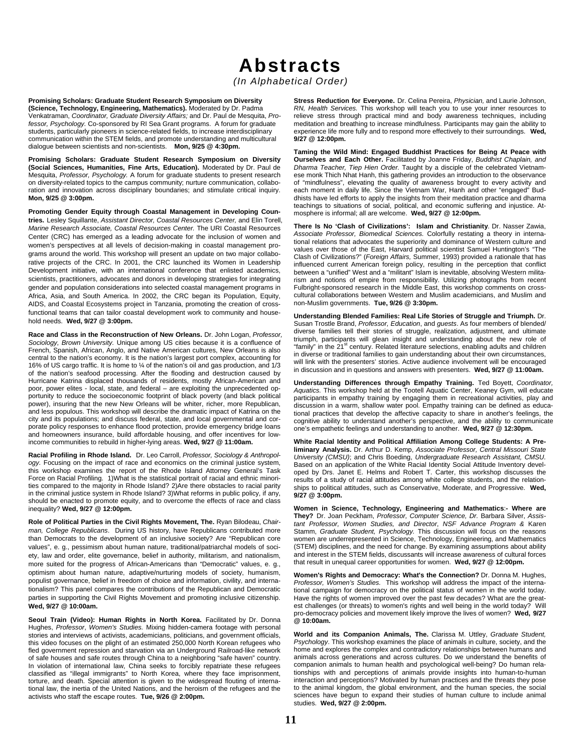# Abstracts

*(In Alphabetical Order)*

**Promising Scholars: Graduate Student Research Symposium on Diversity (Science, Technology, Engineering, Mathematics).** Moderated by Dr. Padma Venkatraman, *Coordinator, Graduate Diversity Affairs;* and Dr. Paul de Mesquita, *Professor, Psychology.* Co-sponsored by RI Sea Grant programs. A forum for graduate students, particularly pioneers in science-related fields, to increase interdisciplinary communication within the STEM fields, and promote understanding and multicultural dialogue between scientists and non-scientists. **Mon, 9/25 @ 4:30pm.**

**Promising Scholars: Graduate Student Research Symposium on Diversity (Social Sciences, Humanities, Fine Arts, Education).** Moderated by Dr. Paul de Mesquita, *Professor, Psychology.* A forum for graduate students to present research on diversity-related topics to the campus community; nurture communication, collaboration and innovation across disciplinary boundaries; and stimulate critical inquiry. **Mon, 9/25 @ 3:00pm.**

**Promoting Gender Equity through Coastal Management in Developing Countries.** Lesley Squillante, *Assistant Director, Coastal Resources Center,* and Elin Torell, *Marine Research Associate, Coastal Resources Center.* The URI Coastal Resources Center (CRC) has emerged as a leading advocate for the inclusion of women and women's perspectives at all levels of decision-making in coastal management programs around the world. This workshop will present an update on two major collaborative projects of the CRC. In 2001, the CRC launched its Women in Leadership Development initiative, with an international conference that enlisted academics, scientists, practitioners, advocates and donors in developing strategies for integrating gender and population considerations into selected coastal management programs in Africa, Asia, and South America. In 2002, the CRC began its Population, Equity, AIDS, and Coastal Ecosystems project in Tanzania, promoting the creation of cross-functional teams that can tailor coastal development work to community and household needs. **Wed, 9/27 @ 3:00pm.**

**Race and Class in the Reconstruction of New Orleans.** Dr. John Logan, *Professor, Sociology, Brown University.* Unique among US cities because it is a confluence of French, Spanish, African, Anglo, and Native American cultures, New Orleans is also central to the nation's economy. It is the nation's largest port complex, accounting for 16% of US cargo traffic. It is home to ¼ of the nation's oil and gas production, and 1/3 of the nation's seafood processing. After the flooding and destruction caused by Hurricane Katrina displaced thousands of residents, mostly African-American and poor, power elites - local, state, and federal – are exploiting the unprecedented opportunity to reduce the socioeconomic footprint of black poverty (and black political power), insuring that the new New Orleans will be whiter, richer, more Republican, and less populous. This workshop will describe the dramatic impact of Katrina on the city and its populations; and discuss federal, state, and local governmental and corporate policy responses to enhance flood protection, provide emergency bridge loans and homeowners insurance, build affordable housing, and offer incentives for low-income communities to rebuild in higher-lying areas. **Wed, 9/27 @ 11:00am.**

**Racial Profiling in Rhode Island.** Dr. Leo Carroll, *Professor, Sociology & Anthropology.* Focusing on the impact of race and economics on the criminal justice system, this workshop examines the report of the Rhode Island Attorney General's Task Force on Racial Profiling. 1)What is the statistical portrait of racial and ethnic minorities compared to the majority in Rhode Island? 2)Are there obstacles to racial parity in the criminal justice system in Rhode Island? 3)What reforms in public policy, if any, should be enacted to promote equity, and to overcome the effects of race and class inequality? **Wed, 9/27 @ 12:00pm.**

**Role of Political Parties in the Civil Rights Movement, The.** Ryan Bilodeau, *Chairman, College Republicans*. During US history, have Republicans contributed more than Democrats to the development of an inclusive society? Are "Republican core values", e. g., pessimism about human nature, traditional/patriarchal models of society, law and order, elite governance, belief in authority, militarism, and nationalism, more suited for the progress of African-Americans than "Democratic" values, e. g., optimism about human nature, adaptive/nurturing models of society, humanism, populist governance, belief in freedom of choice and information, civility, and internationalism? This panel compares the contributions of the Republican and Democratic parties in supporting the Civil Rights Movement and promoting inclusive citizenship. **Wed, 9/27 @ 10:00am.**

**Seoul Train (Video): Human Rights in North Korea.** Facilitated by Dr. Donna Hughes, *Professor*, *Women's Studies.* Mixing hidden-camera footage with personal stories and interviews of activists, academicians, politicians, and government officials, this video focuses on the plight of an estimated 250,000 North Korean refugees who fled government repression and starvation via an Underground Railroad-like network of safe houses and safe routes through China to a neighboring "safe haven" country. In violation of international law, China seeks to forcibly repatriate these refugees classified as "illegal immigrants" to North Korea, where they face imprisonment, torture, and death. Special attention is given to the widespread flouting of international law, the inertia of the United Nations, and the heroism of the refugees and the activists who staff the escape routes. **Tue, 9/26 @ 2:00pm.**

**Stress Reduction for Everyone.** Dr. Celina Pereira, *Physician,* and Laurie Johnson, *RN, Health Services.* This workshop will teach you to use your inner resources to relieve stress through practical mind and body awareness techniques, including meditation and breathing to increase mindfulness. Participants may gain the ability to experience life more fully and to respond more effectively to their surroundings. **Wed, 9/27 @ 12:00pm.**

**Taming the Wild Mind: Engaged Buddhist Practices for Being At Peace with Ourselves and Each Other.** Facilitated by Joanne Friday, *Buddhist Chaplain, and Dharma Teacher, Tiep Hien Order.* Taught by a disciple of the celebrated Vietnamese monk Thich Nhat Hanh, this gathering provides an introduction to the observance of "mindfulness", elevating the quality of awareness brought to every activity and each moment in daily life. Since the Vietnam War, Hanh and other "engaged" Buddhists have led efforts to apply the insights from their meditation practice and dharma teachings to situations of social, political, and economic suffering and injustice. Atmosphere is informal; all are welcome. **Wed, 9/27 @ 12:00pm.**

**There Is No 'Clash of Civilizations': Islam and Christianity**. Dr. Nasser Zawia, *Associate Professor, Biomedical Sciences.* Colorfully restating a theory in international relations that advocates the superiority and dominance of Western culture and values over those of the East, Harvard political scientist Samuel Huntington's "The Clash of Civilizations?" (*Foreign Affairs,* Summer, 1993) provided a rationale that has influenced current American foreign policy, resulting in the perception that conflict between a "unified" West and a "militant" Islam is inevitable, absolving Western militarism and notions of empire from responsibility. Utilizing photographs from recent Fulbright-sponsored research in the Middle East, this workshop comments on cross-cultural collaborations between Western and Muslim academicians, and Muslim and non-Muslim governments. **Tue, 9/26 @ 3:30pm.**

**Understanding Blended Families: Real Life Stories of Struggle and Triumph.** Dr. Susan Trostle Brand, *Professor, Education*, and *guests*. As four members of blended/diverse families tell their stories of struggle, realization, adjustment, and ultimate triumph, participants will glean insight and understanding about the new role of "family" in the 21st century. Related literature selections, enabling adults and children in diverse or traditional families to gain understanding about their own circumstances, will link with the presenters' stories. Active audience involvement will be encouraged in discussion and in questions and answers with presenters. **Wed, 9/27 @ 11:00am.**

**Understanding Differences through Empathy Training.** Ted Boyett, *Coordinator, Aquatics.* This workshop held at the Tootell Aquatic Center, Keaney Gym, will educate participants in empathy training by engaging them in recreational activities, play and discussion in a warm, shallow water pool. Empathy training can be defined as educational practices that develop the affective capacity to share in another's feelings, the cognitive ability to understand another's perspective, and the ability to communicate one's empathetic feelings and understanding to another. **Wed, 9/27 @ 12:30pm.**

**White Racial Identity and Political Affiliation Among College Students: A Preliminary Analysis.** Dr. Arthur D. Kemp, *Associate Professor, Central Missouri State University (CMSU)*; and Chris Boeding, *Undergraduate Research Assistant, CMSU.* Based on an application of the White Racial Identity Social Attitude Inventory developed by Drs. Janet E. Helms and Robert T. Carter, this workshop discusses the results of a study of racial attitudes among white college students, and the relationships to political attitudes, such as Conservative, Moderate, and Progressive. **Wed, 9/27 @ 3:00pm.**

**Women in Science, Technology, Engineering and Mathematics:- Where are They?** Dr. Joan Peckham, *Professor, Computer Science, Dr.* Barbara Silver, *Assistant Professor, Women Studies, and Director*, *NSF Advance Program &* Karen Stamm, *Graduate Student, Psychology.* This discussion will focus on the reasons women are underrepresented in Science, Technology, Engineering, and Mathematics (STEM) disciplines, and the need for change. By examining assumptions about ability and interest in the STEM fields, discussants will increase awareness of cultural forces that result in unequal career opportunities for women. **Wed, 9/27 @ 12:00pm.**

**Women's Rights and Democracy: What's the Connection?** Dr. Donna M. Hughes, *Professor, Women's Studies.* This workshop will address the impact of the international campaign for democracy on the political status of women in the world today. Have the rights of women improved over the past few decades? What are the greatest challenges (or threats) to women's rights and well being in the world today? Will pro-democracy policies and movement likely improve the lives of women? **Wed, 9/27 @ 10:00am.**

**World and its Companion Animals, The.** Clarissa M. Uttley, *Graduate Student, Psychology*. This workshop examines the place of animals in culture, society, and the home and explores the complex and contradictory relationships between humans and animals across generations and across cultures. Do we understand the benefits of companion animals to human health and psychological well-being? Do human relationships with and perceptions of animals provide insights into human-to-human interaction and perceptions? Motivated by human practices and the threats they pose to the animal kingdom, the global environment, and the human species, the social sciences have begun to expand their studies of human culture to include animal studies. **Wed, 9/27 @ 2:00pm.**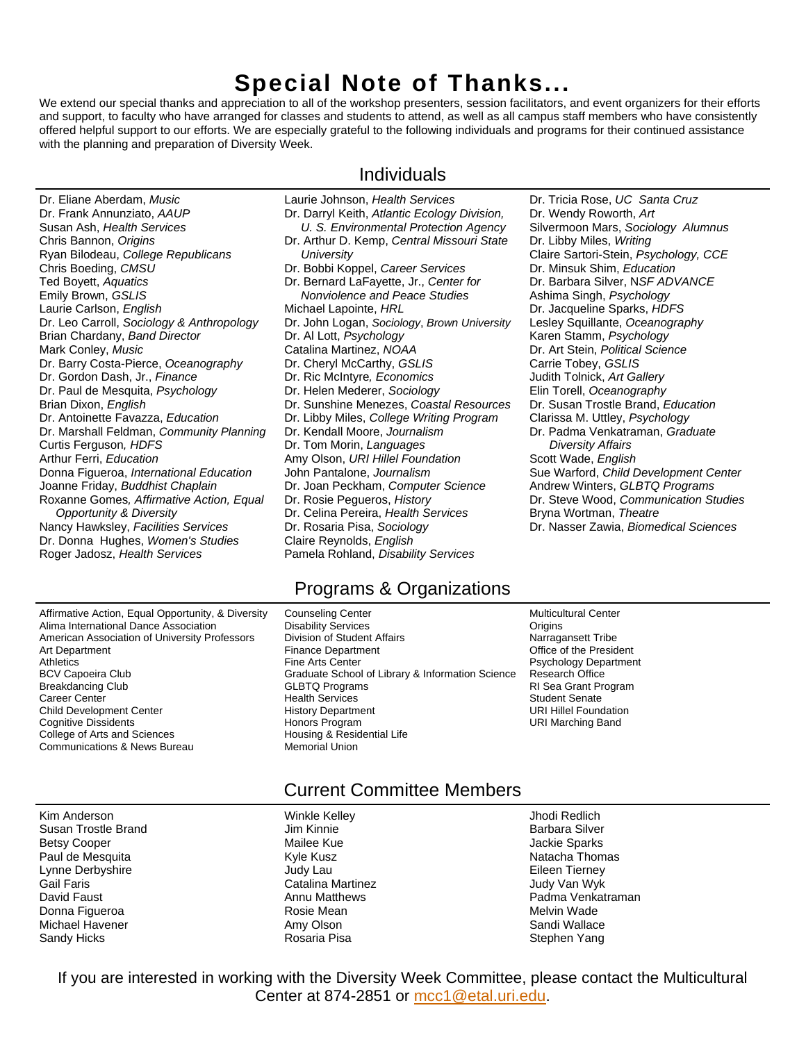# Special Note of Thanks...

We extend our special thanks and appreciation to all of the workshop presenters, session facilitators, and event organizers for their efforts and support, to faculty who have arranged for classes and students to attend, as well as all campus staff members who have consistently offered helpful support to our efforts. We are especially grateful to the following individuals and programs for their continued assistance with the planning and preparation of Diversity Week.

## Individuals

Dr. Eliane Aberdam, *Music*
Dr. Frank Annunziato, *AAUP*
Susan Ash, *Health Services*
Chris Bannon, *Origins*
Ryan Bilodeau, *College Republicans*
Chris Boeding, *CMSU*
Ted Boyett, *Aquatics*
Emily Brown, *GSLIS*
Laurie Carlson, *English*
Dr. Leo Carroll, *Sociology & Anthropology*
Brian Chardany, *Band Director*
Mark Conley, *Music*
Dr. Barry Costa-Pierce, *Oceanography*
Dr. Gordon Dash, Jr., *Finance*
Dr. Paul de Mesquita, *Psychology*
Brian Dixon, *English*
Dr. Antoinette Favazza, *Education*
Dr. Marshall Feldman, *Community Planning*
Curtis Ferguson*, HDFS*
Arthur Ferri, *Education*
Donna Figueroa, *International Education*
Joanne Friday, *Buddhist Chaplain*
Roxanne Gomes*, Affirmative Action, Equal Opportunity & Diversity*
Nancy Hawksley, *Facilities Services*
Dr. Donna Hughes, *Women's Studies*
Roger Jadosz, *Health Services*
Laurie Johnson, *Health Services*
Dr. Darryl Keith, *Atlantic Ecology Division, U. S. Environmental Protection Agency*
Dr. Arthur D. Kemp, *Central Missouri State University*
Dr. Bobbi Koppel, *Career Services*
Dr. Bernard LaFayette, Jr., *Center for Nonviolence and Peace Studies*
Michael Lapointe, *HRL*
Dr. John Logan, *Sociology*, *Brown University*
Dr. Al Lott, *Psychology*
Catalina Martinez, *NOAA*
Dr. Cheryl McCarthy, *GSLIS*
Dr. Ric McIntyre*, Economics*
Dr. Helen Mederer, *Sociology*
Dr. Sunshine Menezes, *Coastal Resources*
Dr. Libby Miles, *College Writing Program*
Dr. Kendall Moore, *Journalism*
Dr. Tom Morin, *Languages*
Amy Olson, *URI Hillel Foundation*
John Pantalone, *Journalism*
Dr. Joan Peckham, *Computer Science*
Dr. Rosie Pegueros, *History*
Dr. Celina Pereira, *Health Services*
Dr. Rosaria Pisa, *Sociology*
Claire Reynolds, *English*
Pamela Rohland, *Disability Services*
Dr. Tricia Rose, *UC Santa Cruz*
Dr. Wendy Roworth, *Art*
Silvermoon Mars, *Sociology Alumnus*
Dr. Libby Miles, *Writing*
Claire Sartori-Stein, *Psychology, CCE*
Dr. Minsuk Shim, *Education*
Dr. Barbara Silver, N*SF ADVANCE*
Ashima Singh, *Psychology*
Dr. Jacqueline Sparks, *HDFS*
Lesley Squillante, *Oceanography*
Karen Stamm, *Psychology*
Dr. Art Stein, *Political Science*
Carrie Tobey, *GSLIS*
Judith Tolnick, *Art Gallery*
Elin Torell, *Oceanography*
Dr. Susan Trostle Brand, *Education*
Clarissa M. Uttley, *Psychology*
Dr. Padma Venkatraman, *Graduate Diversity Affairs*
Scott Wade, *English*
Sue Warford, *Child Development Center*
Andrew Winters, *GLBTQ Programs*
Dr. Steve Wood, *Communication Studies*
Bryna Wortman, *Theatre*
Dr. Nasser Zawia, *Biomedical Sciences*

## Programs & Organizations

Affirmative Action, Equal Opportunity, & Diversity
Alima International Dance Association
American Association of University Professors
Art Department
Athletics
BCV Capoeira Club
Breakdancing Club
Career Center
Child Development Center
Cognitive Dissidents
College of Arts and Sciences
Communications & News Bureau
Counseling Center
Disability Services
Division of Student Affairs
Finance Department
Fine Arts Center
Graduate School of Library & Information Science
GLBTQ Programs
Health Services
History Department
Honors Program
Housing & Residential Life
Memorial Union
Multicultural Center
Origins
Narragansett Tribe
Office of the President
Psychology Department
Research Office
RI Sea Grant Program
Student Senate
URI Hillel Foundation
URI Marching Band

## Current Committee Members

Kim Anderson
Susan Trostle Brand
Betsy Cooper
Paul de Mesquita
Lynne Derbyshire
Gail Faris
David Faust
Donna Figueroa
Michael Havener
Sandy Hicks
Winkle Kelley
Jim Kinnie
Mailee Kue
Kyle Kusz
Judy Lau
Catalina Martinez
Annu Matthews
Rosie Mean
Amy Olson
Rosaria Pisa
Jhodi Redlich
Barbara Silver
Jackie Sparks
Natacha Thomas
Eileen Tierney
Judy Van Wyk
Padma Venkatraman
Melvin Wade
Sandi Wallace
Stephen Yang

If you are interested in working with the Diversity Week Committee, please contact the Multicultural Center at 874-2851 or mcc1@etal.uri.edu.